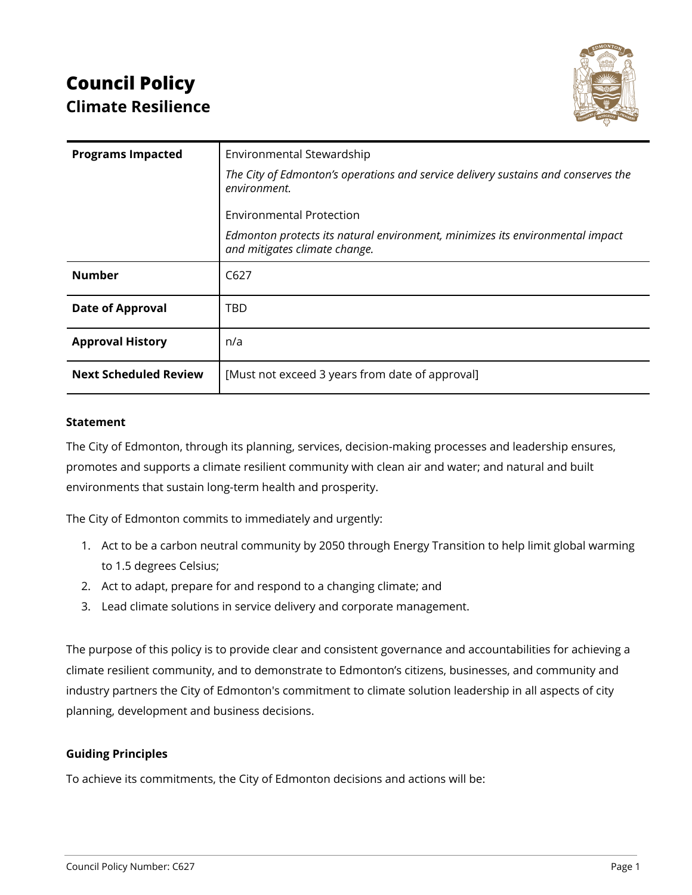# Council Policy
## Climate Resilience

| | |
|---|---|
| **Programs Impacted** | Environmental Stewardship<br>*The City of Edmonton's operations and service delivery sustains and conserves the environment.*<br>Environmental Protection<br>*Edmonton protects its natural environment, minimizes its environmental impact and mitigates climate change.* |
| **Number** | C627 |
| **Date of Approval** | TBD |
| **Approval History** | n/a |
| **Next Scheduled Review** | [Must not exceed 3 years from date of approval] |

**Statement**

The City of Edmonton, through its planning, services, decision-making processes and leadership ensures, promotes and supports a climate resilient community with clean air and water; and natural and built environments that sustain long-term health and prosperity.

The City of Edmonton commits to immediately and urgently:

1. Act to be a carbon neutral community by 2050 through Energy Transition to help limit global warming to 1.5 degrees Celsius;
2. Act to adapt, prepare for and respond to a changing climate; and
3. Lead climate solutions in service delivery and corporate management.

The purpose of this policy is to provide clear and consistent governance and accountabilities for achieving a climate resilient community, and to demonstrate to Edmonton's citizens, businesses, and community and industry partners the City of Edmonton's commitment to climate solution leadership in all aspects of city planning, development and business decisions.

**Guiding Principles**

To achieve its commitments, the City of Edmonton decisions and actions will be: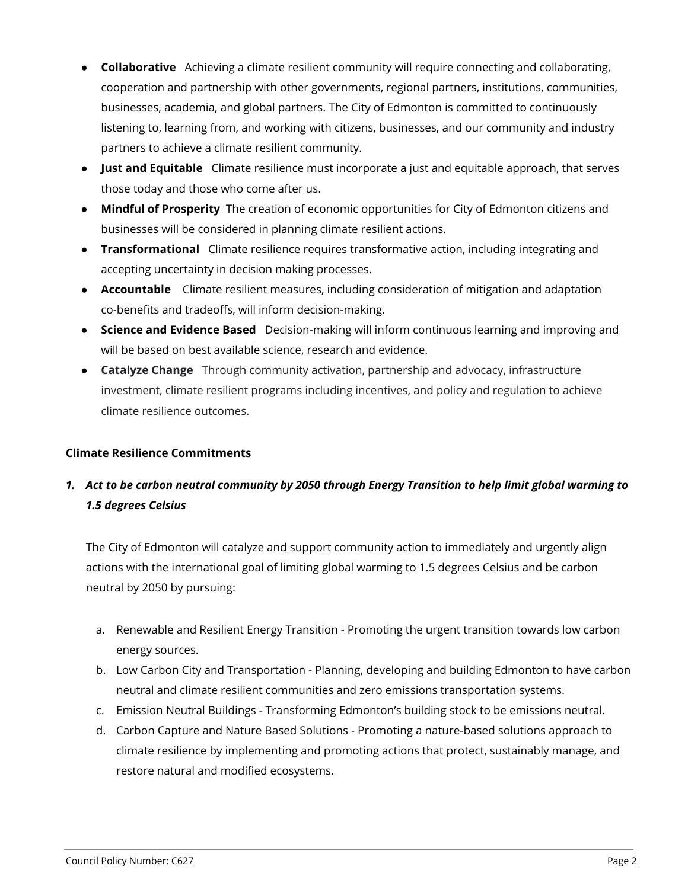- **Collaborative** Achieving a climate resilient community will require connecting and collaborating, cooperation and partnership with other governments, regional partners, institutions, communities, businesses, academia, and global partners. The City of Edmonton is committed to continuously listening to, learning from, and working with citizens, businesses, and our community and industry partners to achieve a climate resilient community.
- **Just and Equitable** Climate resilience must incorporate a just and equitable approach, that serves those today and those who come after us.
- **Mindful of Prosperity** The creation of economic opportunities for City of Edmonton citizens and businesses will be considered in planning climate resilient actions.
- **Transformational** Climate resilience requires transformative action, including integrating and accepting uncertainty in decision making processes.
- **Accountable** Climate resilient measures, including consideration of mitigation and adaptation co-benefits and tradeoffs, will inform decision-making.
- **Science and Evidence Based** Decision-making will inform continuous learning and improving and will be based on best available science, research and evidence.
- **Catalyze Change** Through community activation, partnership and advocacy, infrastructure investment, climate resilient programs including incentives, and policy and regulation to achieve climate resilience outcomes.

**Climate Resilience Commitments**

1. ***Act to be carbon neutral community by 2050 through Energy Transition to help limit global warming to 1.5 degrees Celsius***

   The City of Edmonton will catalyze and support community action to immediately and urgently align actions with the international goal of limiting global warming to 1.5 degrees Celsius and be carbon neutral by 2050 by pursuing:

   a. Renewable and Resilient Energy Transition - Promoting the urgent transition towards low carbon energy sources.
   b. Low Carbon City and Transportation - Planning, developing and building Edmonton to have carbon neutral and climate resilient communities and zero emissions transportation systems.
   c. Emission Neutral Buildings - Transforming Edmonton's building stock to be emissions neutral.
   d. Carbon Capture and Nature Based Solutions - Promoting a nature-based solutions approach to climate resilience by implementing and promoting actions that protect, sustainably manage, and restore natural and modified ecosystems.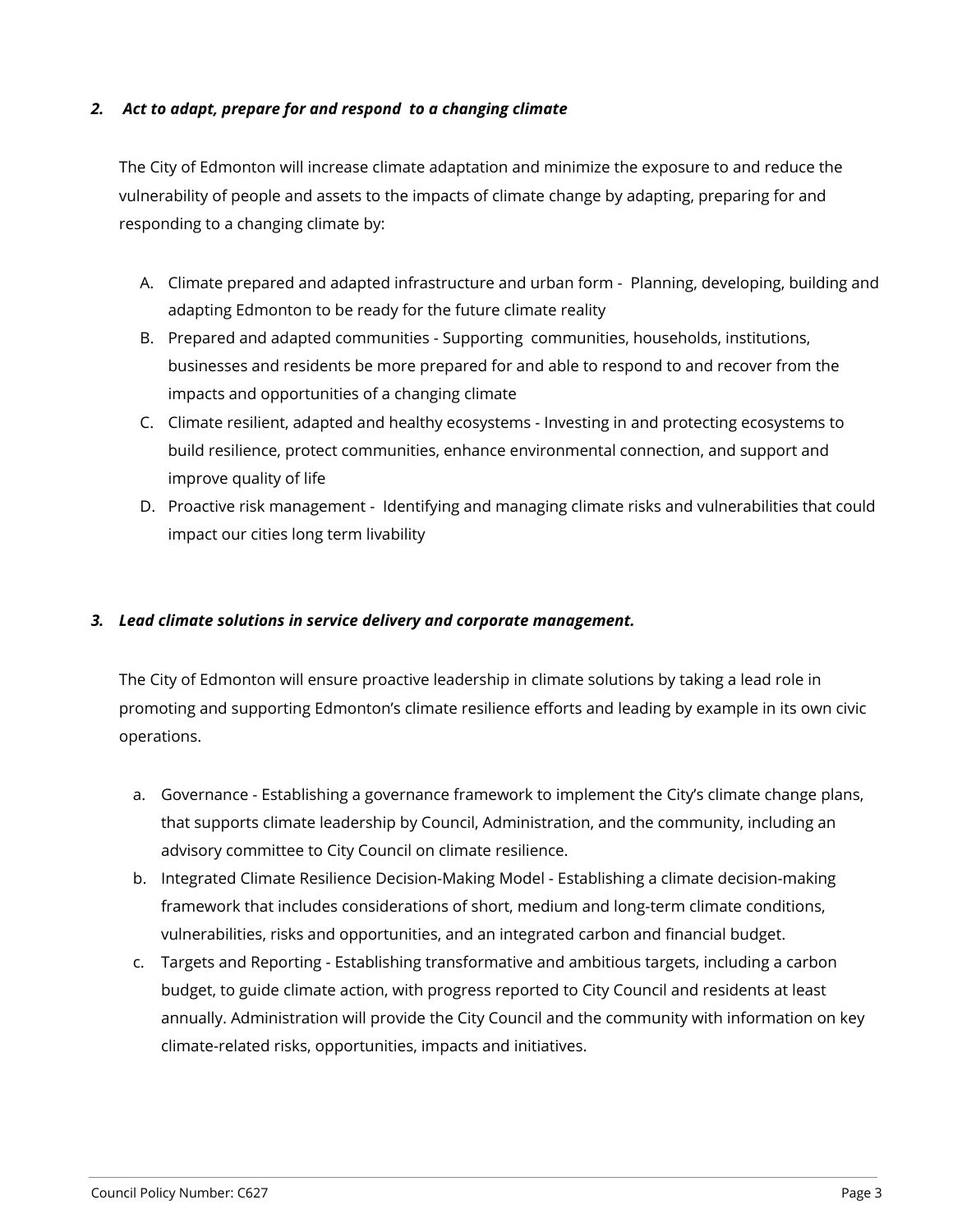*2. Act to adapt, prepare for and respond to a changing climate*

The City of Edmonton will increase climate adaptation and minimize the exposure to and reduce the vulnerability of people and assets to the impacts of climate change by adapting, preparing for and responding to a changing climate by:

A. Climate prepared and adapted infrastructure and urban form - Planning, developing, building and adapting Edmonton to be ready for the future climate reality
B. Prepared and adapted communities - Supporting communities, households, institutions, businesses and residents be more prepared for and able to respond to and recover from the impacts and opportunities of a changing climate
C. Climate resilient, adapted and healthy ecosystems - Investing in and protecting ecosystems to build resilience, protect communities, enhance environmental connection, and support and improve quality of life
D. Proactive risk management - Identifying and managing climate risks and vulnerabilities that could impact our cities long term livability

***3. Lead climate solutions in service delivery and corporate management.***

The City of Edmonton will ensure proactive leadership in climate solutions by taking a lead role in promoting and supporting Edmonton's climate resilience efforts and leading by example in its own civic operations.

a. Governance - Establishing a governance framework to implement the City's climate change plans, that supports climate leadership by Council, Administration, and the community, including an advisory committee to City Council on climate resilience.
b. Integrated Climate Resilience Decision-Making Model - Establishing a climate decision-making framework that includes considerations of short, medium and long-term climate conditions, vulnerabilities, risks and opportunities, and an integrated carbon and financial budget.
c. Targets and Reporting - Establishing transformative and ambitious targets, including a carbon budget, to guide climate action, with progress reported to City Council and residents at least annually. Administration will provide the City Council and the community with information on key climate-related risks, opportunities, impacts and initiatives.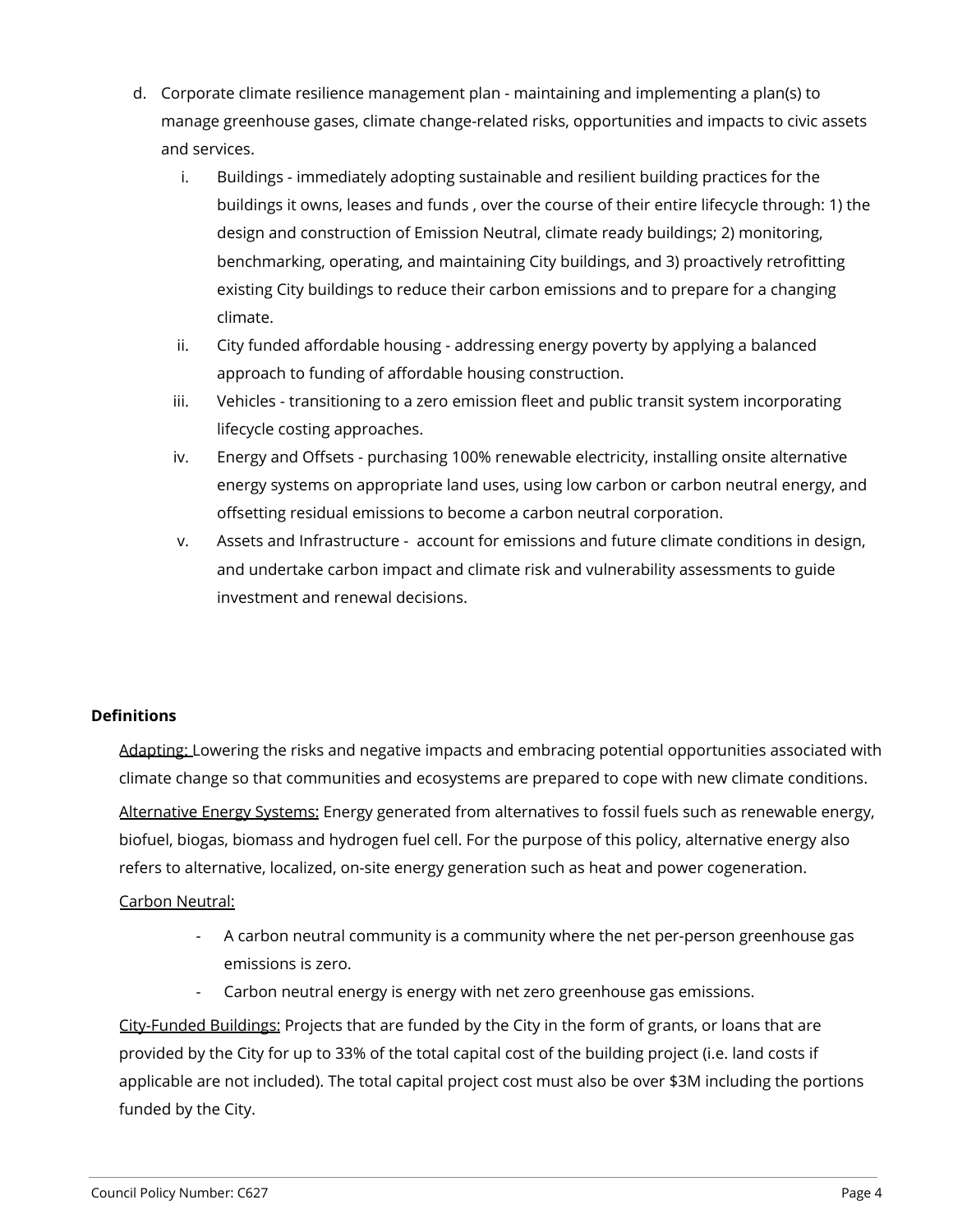d. Corporate climate resilience management plan - maintaining and implementing a plan(s) to manage greenhouse gases, climate change-related risks, opportunities and impacts to civic assets and services.

   i. Buildings - immediately adopting sustainable and resilient building practices for the buildings it owns, leases and funds , over the course of their entire lifecycle through: 1) the design and construction of Emission Neutral, climate ready buildings; 2) monitoring, benchmarking, operating, and maintaining City buildings, and 3) proactively retrofitting existing City buildings to reduce their carbon emissions and to prepare for a changing climate.

   ii. City funded affordable housing - addressing energy poverty by applying a balanced approach to funding of affordable housing construction.

   iii. Vehicles - transitioning to a zero emission fleet and public transit system incorporating lifecycle costing approaches.

   iv. Energy and Offsets - purchasing 100% renewable electricity, installing onsite alternative energy systems on appropriate land uses, using low carbon or carbon neutral energy, and offsetting residual emissions to become a carbon neutral corporation.

   v. Assets and Infrastructure - account for emissions and future climate conditions in design, and undertake carbon impact and climate risk and vulnerability assessments to guide investment and renewal decisions.

**Definitions**

Adapting: Lowering the risks and negative impacts and embracing potential opportunities associated with climate change so that communities and ecosystems are prepared to cope with new climate conditions.

Alternative Energy Systems: Energy generated from alternatives to fossil fuels such as renewable energy, biofuel, biogas, biomass and hydrogen fuel cell. For the purpose of this policy, alternative energy also refers to alternative, localized, on-site energy generation such as heat and power cogeneration.

Carbon Neutral:

- A carbon neutral community is a community where the net per-person greenhouse gas emissions is zero.
- Carbon neutral energy is energy with net zero greenhouse gas emissions.

City-Funded Buildings: Projects that are funded by the City in the form of grants, or loans that are provided by the City for up to 33% of the total capital cost of the building project (i.e. land costs if applicable are not included). The total capital project cost must also be over $3M including the portions funded by the City.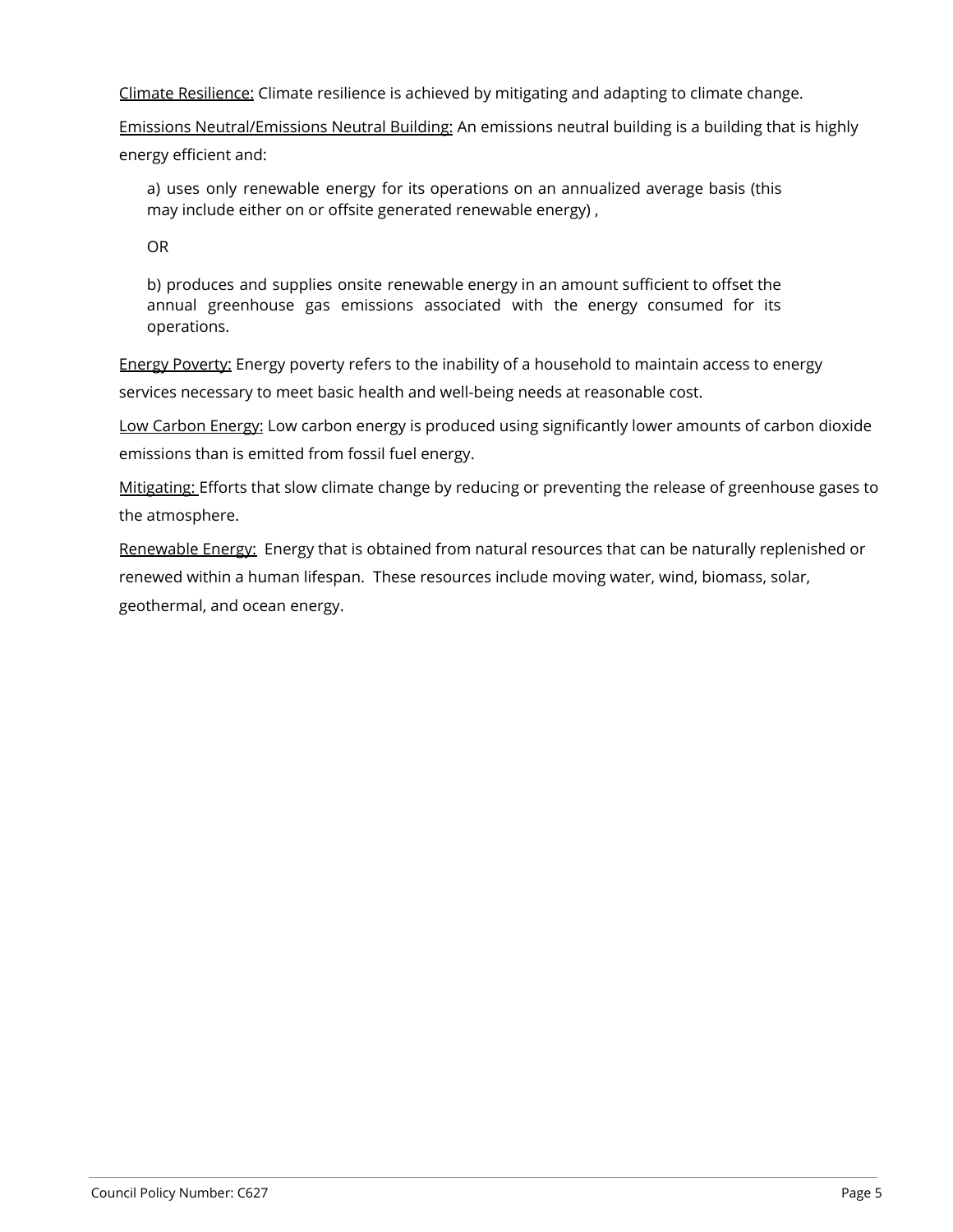Climate Resilience: Climate resilience is achieved by mitigating and adapting to climate change.

Emissions Neutral/Emissions Neutral Building: An emissions neutral building is a building that is highly energy efficient and:

> a) uses only renewable energy for its operations on an annualized average basis (this may include either on or offsite generated renewable energy) ,
>
> OR
>
> b) produces and supplies onsite renewable energy in an amount sufficient to offset the annual greenhouse gas emissions associated with the energy consumed for its operations.

Energy Poverty: Energy poverty refers to the inability of a household to maintain access to energy services necessary to meet basic health and well-being needs at reasonable cost.

Low Carbon Energy: Low carbon energy is produced using significantly lower amounts of carbon dioxide emissions than is emitted from fossil fuel energy.

Mitigating: Efforts that slow climate change by reducing or preventing the release of greenhouse gases to the atmosphere.

Renewable Energy: Energy that is obtained from natural resources that can be naturally replenished or renewed within a human lifespan. These resources include moving water, wind, biomass, solar, geothermal, and ocean energy.